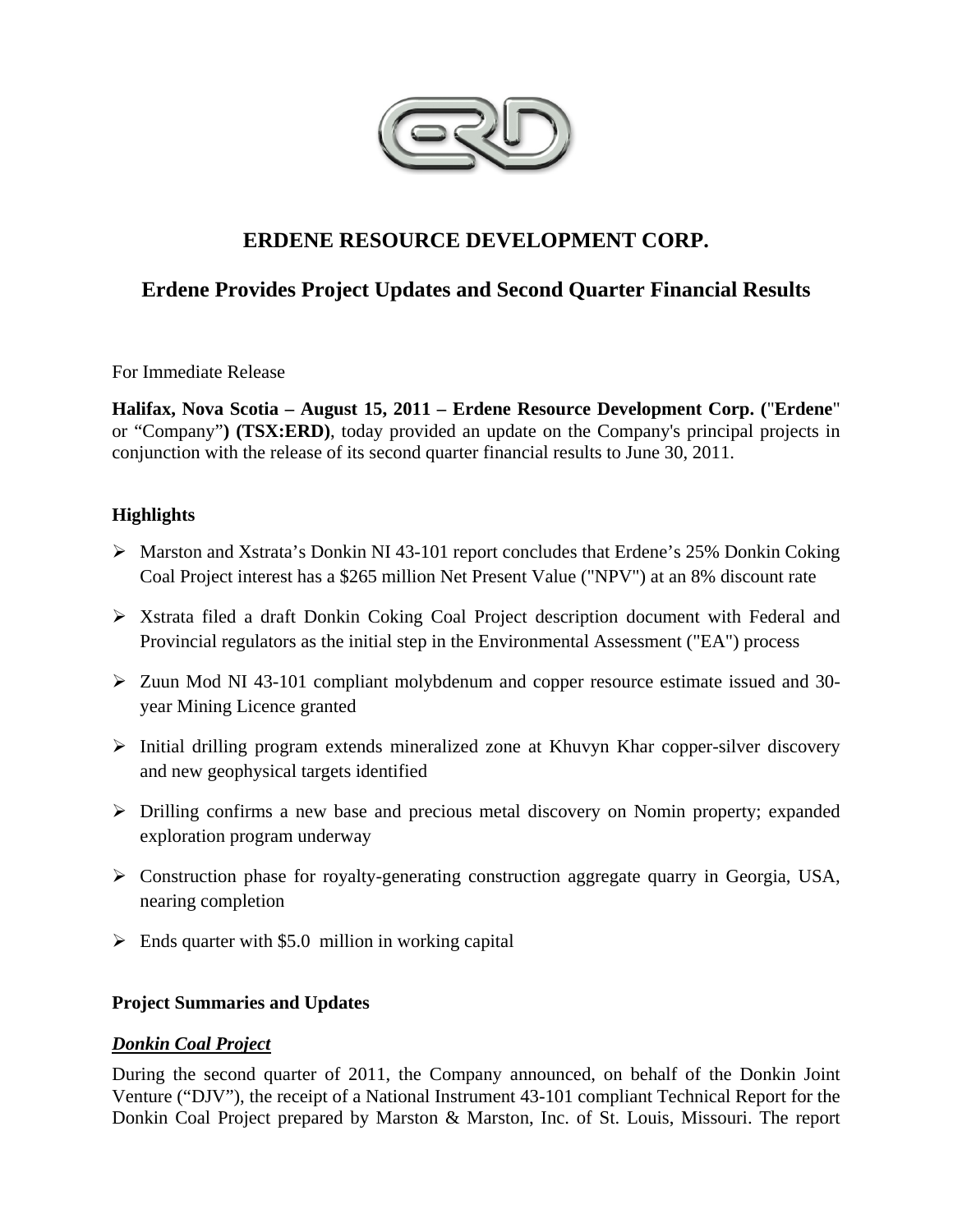# ERDENE RESOURCE DEVELOPMENT CORP.

## Erdene Provides Project Updates and Second Quarter Financial Results

For Immediate Release

**Halifax, Nova Scotia – August 15, 2011 – Erdene Resource Development Corp. ("Erdene"** or "Company"**) (TSX:ERD)**, today provided an update on the Company's principal projects in conjunction with the release of its second quarter financial results to June 30, 2011.

### Highlights

- Marston and Xstrata's Donkin NI 43-101 report concludes that Erdene's 25% Donkin Coking Coal Project interest has a $265 million Net Present Value ("NPV") at an 8% discount rate
- Xstrata filed a draft Donkin Coking Coal Project description document with Federal and Provincial regulators as the initial step in the Environmental Assessment ("EA") process
- Zuun Mod NI 43-101 compliant molybdenum and copper resource estimate issued and 30-year Mining Licence granted
- Initial drilling program extends mineralized zone at Khuvyn Khar copper-silver discovery and new geophysical targets identified
- Drilling confirms a new base and precious metal discovery on Nomin property; expanded exploration program underway
- Construction phase for royalty-generating construction aggregate quarry in Georgia, USA, nearing completion
- Ends quarter with $5.0 million in working capital

### Project Summaries and Updates

***Donkin Coal Project***

During the second quarter of 2011, the Company announced, on behalf of the Donkin Joint Venture ("DJV"), the receipt of a National Instrument 43-101 compliant Technical Report for the Donkin Coal Project prepared by Marston & Marston, Inc. of St. Louis, Missouri. The report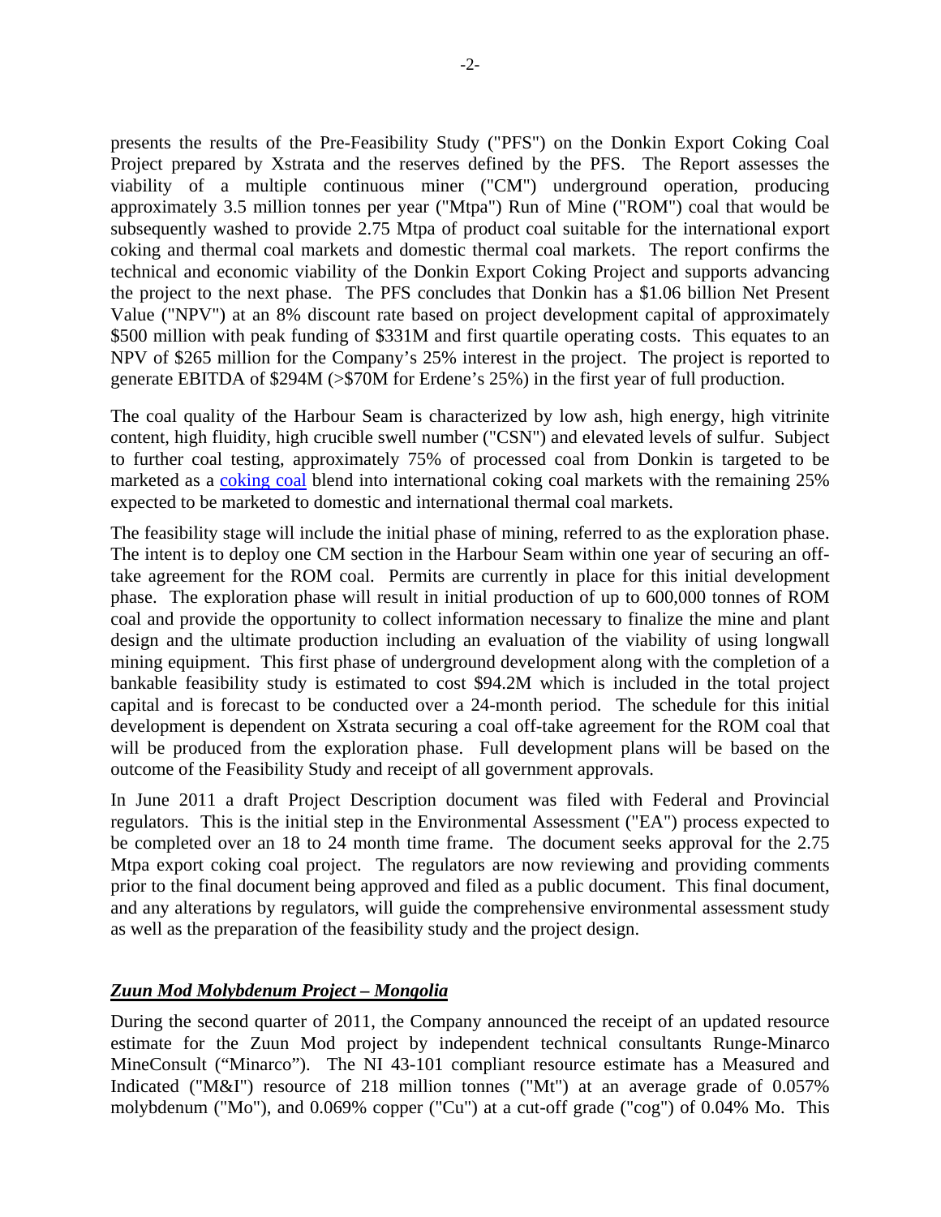presents the results of the Pre-Feasibility Study ("PFS") on the Donkin Export Coking Coal Project prepared by Xstrata and the reserves defined by the PFS. The Report assesses the viability of a multiple continuous miner ("CM") underground operation, producing approximately 3.5 million tonnes per year ("Mtpa") Run of Mine ("ROM") coal that would be subsequently washed to provide 2.75 Mtpa of product coal suitable for the international export coking and thermal coal markets and domestic thermal coal markets. The report confirms the technical and economic viability of the Donkin Export Coking Project and supports advancing the project to the next phase. The PFS concludes that Donkin has a $1.06 billion Net Present Value ("NPV") at an 8% discount rate based on project development capital of approximately $500 million with peak funding of $331M and first quartile operating costs. This equates to an NPV of $265 million for the Company's 25% interest in the project. The project is reported to generate EBITDA of $294M (>$70M for Erdene's 25%) in the first year of full production.

The coal quality of the Harbour Seam is characterized by low ash, high energy, high vitrinite content, high fluidity, high crucible swell number ("CSN") and elevated levels of sulfur. Subject to further coal testing, approximately 75% of processed coal from Donkin is targeted to be marketed as a coking coal blend into international coking coal markets with the remaining 25% expected to be marketed to domestic and international thermal coal markets.

The feasibility stage will include the initial phase of mining, referred to as the exploration phase. The intent is to deploy one CM section in the Harbour Seam within one year of securing an off-take agreement for the ROM coal. Permits are currently in place for this initial development phase. The exploration phase will result in initial production of up to 600,000 tonnes of ROM coal and provide the opportunity to collect information necessary to finalize the mine and plant design and the ultimate production including an evaluation of the viability of using longwall mining equipment. This first phase of underground development along with the completion of a bankable feasibility study is estimated to cost $94.2M which is included in the total project capital and is forecast to be conducted over a 24-month period. The schedule for this initial development is dependent on Xstrata securing a coal off-take agreement for the ROM coal that will be produced from the exploration phase. Full development plans will be based on the outcome of the Feasibility Study and receipt of all government approvals.

In June 2011 a draft Project Description document was filed with Federal and Provincial regulators. This is the initial step in the Environmental Assessment ("EA") process expected to be completed over an 18 to 24 month time frame. The document seeks approval for the 2.75 Mtpa export coking coal project. The regulators are now reviewing and providing comments prior to the final document being approved and filed as a public document. This final document, and any alterations by regulators, will guide the comprehensive environmental assessment study as well as the preparation of the feasibility study and the project design.

## ***Zuun Mod Molybdenum Project – Mongolia***

During the second quarter of 2011, the Company announced the receipt of an updated resource estimate for the Zuun Mod project by independent technical consultants Runge-Minarco MineConsult ("Minarco"). The NI 43-101 compliant resource estimate has a Measured and Indicated ("M&I") resource of 218 million tonnes ("Mt") at an average grade of 0.057% molybdenum ("Mo"), and 0.069% copper ("Cu") at a cut-off grade ("cog") of 0.04% Mo. This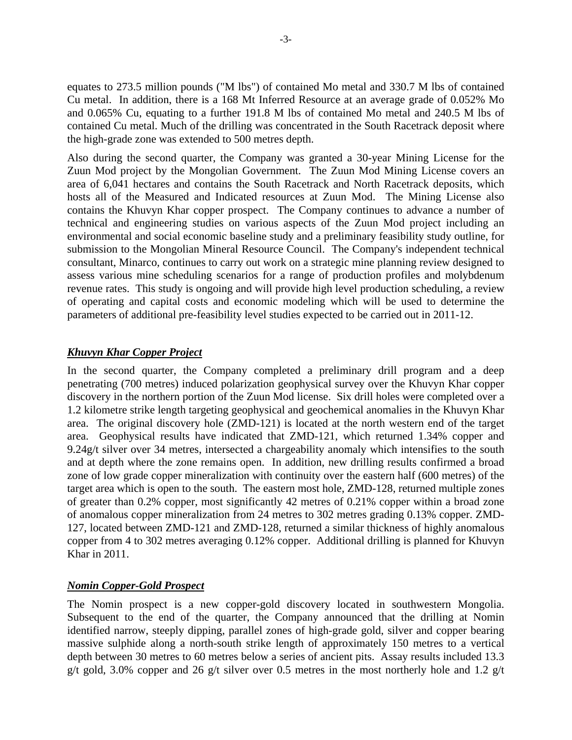equates to 273.5 million pounds ("M lbs") of contained Mo metal and 330.7 M lbs of contained Cu metal. In addition, there is a 168 Mt Inferred Resource at an average grade of 0.052% Mo and 0.065% Cu, equating to a further 191.8 M lbs of contained Mo metal and 240.5 M lbs of contained Cu metal. Much of the drilling was concentrated in the South Racetrack deposit where the high-grade zone was extended to 500 metres depth.

Also during the second quarter, the Company was granted a 30-year Mining License for the Zuun Mod project by the Mongolian Government. The Zuun Mod Mining License covers an area of 6,041 hectares and contains the South Racetrack and North Racetrack deposits, which hosts all of the Measured and Indicated resources at Zuun Mod. The Mining License also contains the Khuvyn Khar copper prospect. The Company continues to advance a number of technical and engineering studies on various aspects of the Zuun Mod project including an environmental and social economic baseline study and a preliminary feasibility study outline, for submission to the Mongolian Mineral Resource Council. The Company's independent technical consultant, Minarco, continues to carry out work on a strategic mine planning review designed to assess various mine scheduling scenarios for a range of production profiles and molybdenum revenue rates. This study is ongoing and will provide high level production scheduling, a review of operating and capital costs and economic modeling which will be used to determine the parameters of additional pre-feasibility level studies expected to be carried out in 2011-12.

***Khuvyn Khar Copper Project***

In the second quarter, the Company completed a preliminary drill program and a deep penetrating (700 metres) induced polarization geophysical survey over the Khuvyn Khar copper discovery in the northern portion of the Zuun Mod license. Six drill holes were completed over a 1.2 kilometre strike length targeting geophysical and geochemical anomalies in the Khuvyn Khar area. The original discovery hole (ZMD-121) is located at the north western end of the target area. Geophysical results have indicated that ZMD-121, which returned 1.34% copper and 9.24g/t silver over 34 metres, intersected a chargeability anomaly which intensifies to the south and at depth where the zone remains open. In addition, new drilling results confirmed a broad zone of low grade copper mineralization with continuity over the eastern half (600 metres) of the target area which is open to the south. The eastern most hole, ZMD-128, returned multiple zones of greater than 0.2% copper, most significantly 42 metres of 0.21% copper within a broad zone of anomalous copper mineralization from 24 metres to 302 metres grading 0.13% copper. ZMD-127, located between ZMD-121 and ZMD-128, returned a similar thickness of highly anomalous copper from 4 to 302 metres averaging 0.12% copper. Additional drilling is planned for Khuvyn Khar in 2011.

***Nomin Copper-Gold Prospect***

The Nomin prospect is a new copper-gold discovery located in southwestern Mongolia. Subsequent to the end of the quarter, the Company announced that the drilling at Nomin identified narrow, steeply dipping, parallel zones of high-grade gold, silver and copper bearing massive sulphide along a north-south strike length of approximately 150 metres to a vertical depth between 30 metres to 60 metres below a series of ancient pits. Assay results included 13.3 g/t gold, 3.0% copper and 26 g/t silver over 0.5 metres in the most northerly hole and 1.2 g/t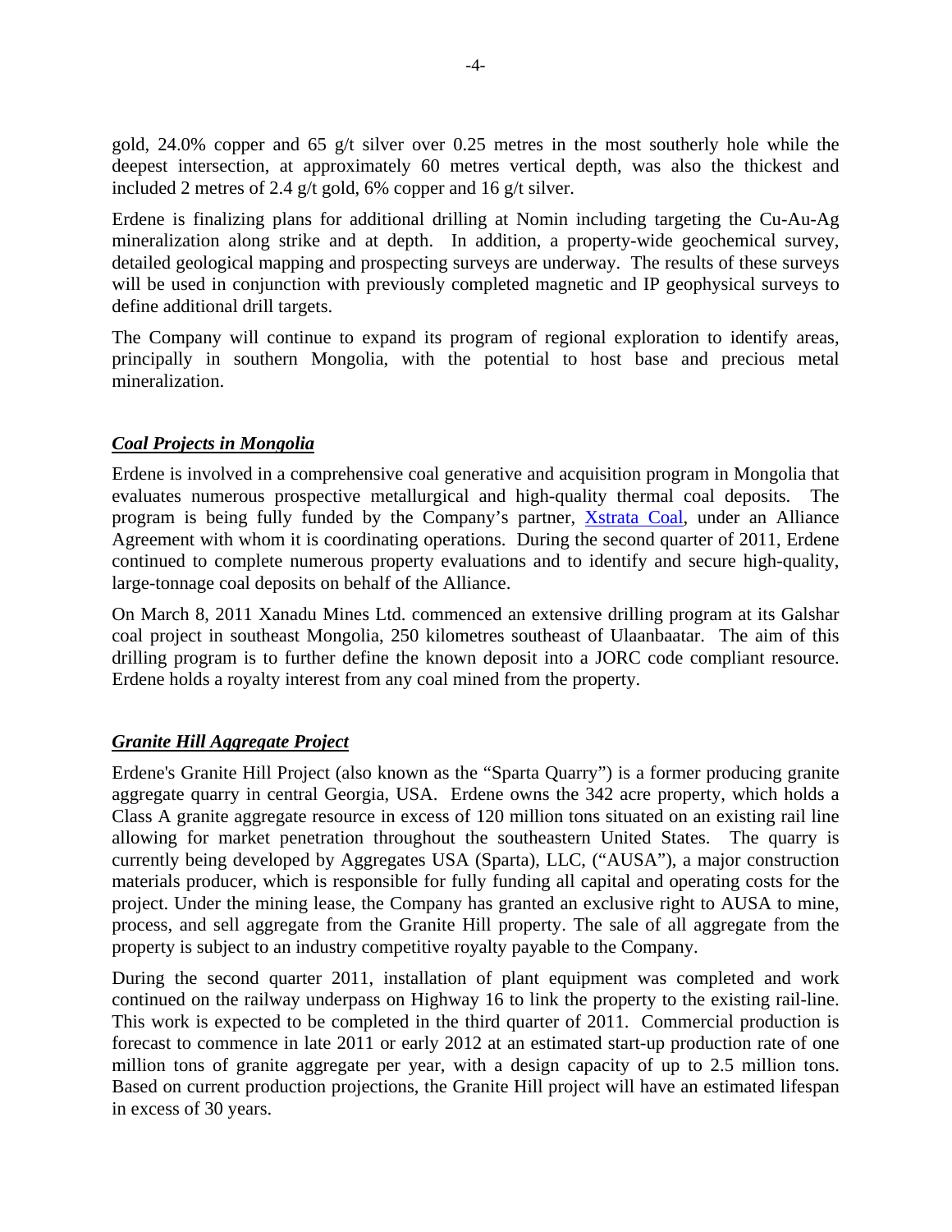gold, 24.0% copper and 65 g/t silver over 0.25 metres in the most southerly hole while the deepest intersection, at approximately 60 metres vertical depth, was also the thickest and included 2 metres of 2.4 g/t gold, 6% copper and 16 g/t silver.

Erdene is finalizing plans for additional drilling at Nomin including targeting the Cu-Au-Ag mineralization along strike and at depth. In addition, a property-wide geochemical survey, detailed geological mapping and prospecting surveys are underway. The results of these surveys will be used in conjunction with previously completed magnetic and IP geophysical surveys to define additional drill targets.

The Company will continue to expand its program of regional exploration to identify areas, principally in southern Mongolia, with the potential to host base and precious metal mineralization.

## ***Coal Projects in Mongolia***

Erdene is involved in a comprehensive coal generative and acquisition program in Mongolia that evaluates numerous prospective metallurgical and high-quality thermal coal deposits. The program is being fully funded by the Company's partner, Xstrata Coal, under an Alliance Agreement with whom it is coordinating operations. During the second quarter of 2011, Erdene continued to complete numerous property evaluations and to identify and secure high-quality, large-tonnage coal deposits on behalf of the Alliance.

On March 8, 2011 Xanadu Mines Ltd. commenced an extensive drilling program at its Galshar coal project in southeast Mongolia, 250 kilometres southeast of Ulaanbaatar. The aim of this drilling program is to further define the known deposit into a JORC code compliant resource. Erdene holds a royalty interest from any coal mined from the property.

## ***Granite Hill Aggregate Project***

Erdene's Granite Hill Project (also known as the "Sparta Quarry") is a former producing granite aggregate quarry in central Georgia, USA. Erdene owns the 342 acre property, which holds a Class A granite aggregate resource in excess of 120 million tons situated on an existing rail line allowing for market penetration throughout the southeastern United States. The quarry is currently being developed by Aggregates USA (Sparta), LLC, ("AUSA"), a major construction materials producer, which is responsible for fully funding all capital and operating costs for the project. Under the mining lease, the Company has granted an exclusive right to AUSA to mine, process, and sell aggregate from the Granite Hill property. The sale of all aggregate from the property is subject to an industry competitive royalty payable to the Company.

During the second quarter 2011, installation of plant equipment was completed and work continued on the railway underpass on Highway 16 to link the property to the existing rail-line. This work is expected to be completed in the third quarter of 2011. Commercial production is forecast to commence in late 2011 or early 2012 at an estimated start-up production rate of one million tons of granite aggregate per year, with a design capacity of up to 2.5 million tons. Based on current production projections, the Granite Hill project will have an estimated lifespan in excess of 30 years.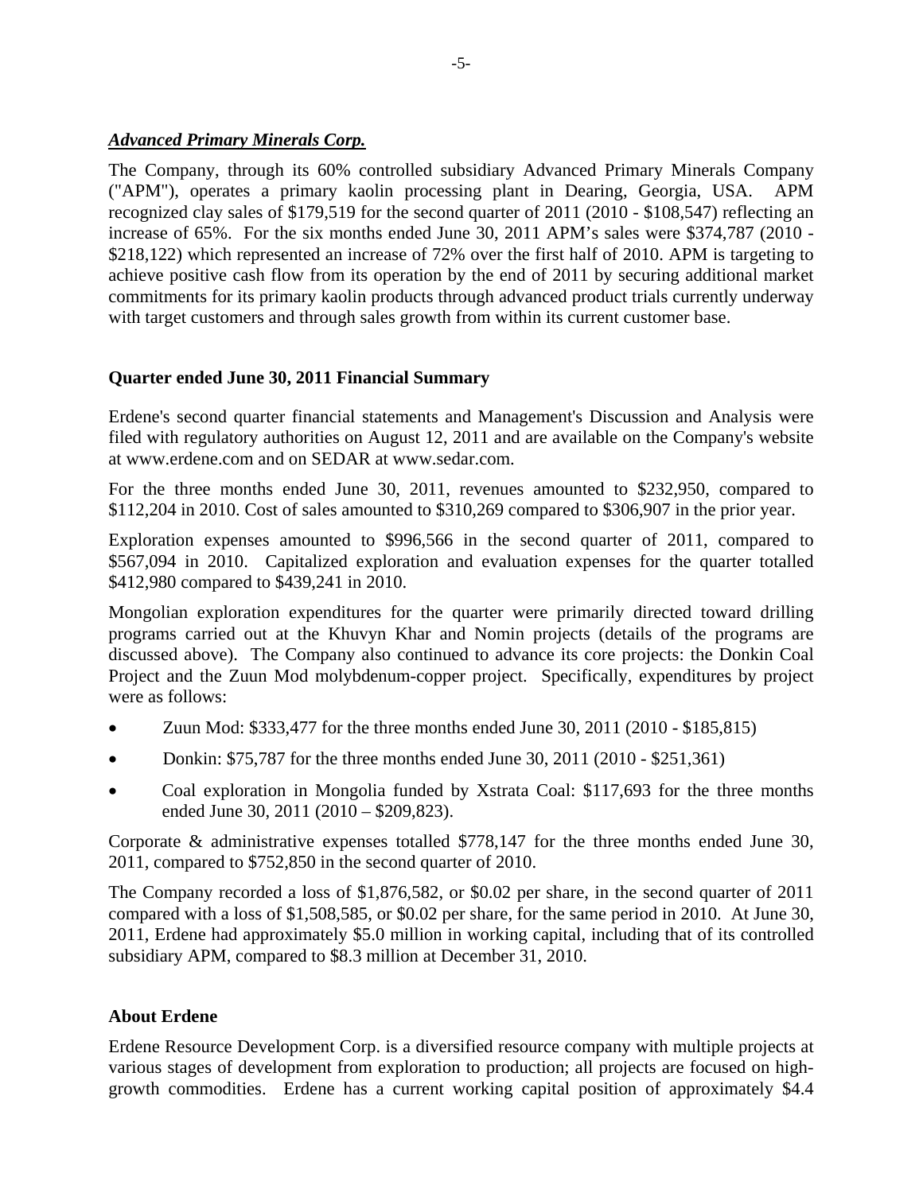***Advanced Primary Minerals Corp.***

The Company, through its 60% controlled subsidiary Advanced Primary Minerals Company ("APM"), operates a primary kaolin processing plant in Dearing, Georgia, USA. APM recognized clay sales of $179,519 for the second quarter of 2011 (2010 - $108,547) reflecting an increase of 65%. For the six months ended June 30, 2011 APM's sales were $374,787 (2010 - $218,122) which represented an increase of 72% over the first half of 2010. APM is targeting to achieve positive cash flow from its operation by the end of 2011 by securing additional market commitments for its primary kaolin products through advanced product trials currently underway with target customers and through sales growth from within its current customer base.

**Quarter ended June 30, 2011 Financial Summary**

Erdene's second quarter financial statements and Management's Discussion and Analysis were filed with regulatory authorities on August 12, 2011 and are available on the Company's website at www.erdene.com and on SEDAR at www.sedar.com.

For the three months ended June 30, 2011, revenues amounted to $232,950, compared to $112,204 in 2010. Cost of sales amounted to $310,269 compared to $306,907 in the prior year.

Exploration expenses amounted to $996,566 in the second quarter of 2011, compared to $567,094 in 2010. Capitalized exploration and evaluation expenses for the quarter totalled $412,980 compared to $439,241 in 2010.

Mongolian exploration expenditures for the quarter were primarily directed toward drilling programs carried out at the Khuvyn Khar and Nomin projects (details of the programs are discussed above). The Company also continued to advance its core projects: the Donkin Coal Project and the Zuun Mod molybdenum-copper project. Specifically, expenditures by project were as follows:

- Zuun Mod: $333,477 for the three months ended June 30, 2011 (2010 - $185,815)
- Donkin: $75,787 for the three months ended June 30, 2011 (2010 - $251,361)
- Coal exploration in Mongolia funded by Xstrata Coal: $117,693 for the three months ended June 30, 2011 (2010 – $209,823).

Corporate & administrative expenses totalled $778,147 for the three months ended June 30, 2011, compared to $752,850 in the second quarter of 2010.

The Company recorded a loss of $1,876,582, or $0.02 per share, in the second quarter of 2011 compared with a loss of $1,508,585, or $0.02 per share, for the same period in 2010. At June 30, 2011, Erdene had approximately $5.0 million in working capital, including that of its controlled subsidiary APM, compared to $8.3 million at December 31, 2010.

**About Erdene**

Erdene Resource Development Corp. is a diversified resource company with multiple projects at various stages of development from exploration to production; all projects are focused on high-growth commodities. Erdene has a current working capital position of approximately $4.4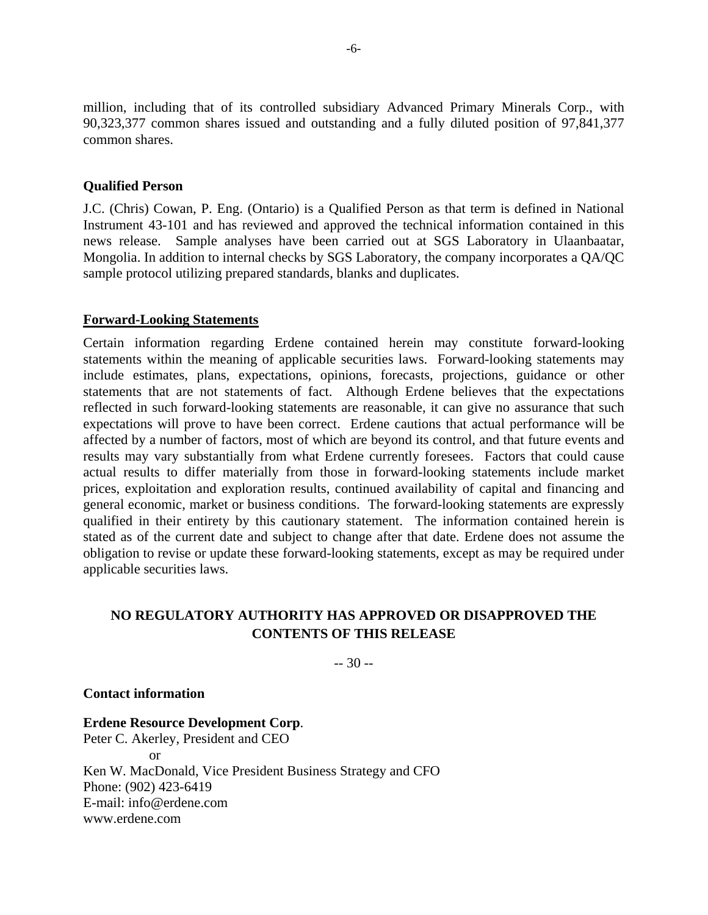million, including that of its controlled subsidiary Advanced Primary Minerals Corp., with 90,323,377 common shares issued and outstanding and a fully diluted position of 97,841,377 common shares.

**Qualified Person**

J.C. (Chris) Cowan, P. Eng. (Ontario) is a Qualified Person as that term is defined in National Instrument 43-101 and has reviewed and approved the technical information contained in this news release. Sample analyses have been carried out at SGS Laboratory in Ulaanbaatar, Mongolia. In addition to internal checks by SGS Laboratory, the company incorporates a QA/QC sample protocol utilizing prepared standards, blanks and duplicates.

**Forward-Looking Statements**

Certain information regarding Erdene contained herein may constitute forward-looking statements within the meaning of applicable securities laws. Forward-looking statements may include estimates, plans, expectations, opinions, forecasts, projections, guidance or other statements that are not statements of fact. Although Erdene believes that the expectations reflected in such forward-looking statements are reasonable, it can give no assurance that such expectations will prove to have been correct. Erdene cautions that actual performance will be affected by a number of factors, most of which are beyond its control, and that future events and results may vary substantially from what Erdene currently foresees. Factors that could cause actual results to differ materially from those in forward-looking statements include market prices, exploitation and exploration results, continued availability of capital and financing and general economic, market or business conditions. The forward-looking statements are expressly qualified in their entirety by this cautionary statement. The information contained herein is stated as of the current date and subject to change after that date. Erdene does not assume the obligation to revise or update these forward-looking statements, except as may be required under applicable securities laws.

**NO REGULATORY AUTHORITY HAS APPROVED OR DISAPPROVED THE CONTENTS OF THIS RELEASE**

-- 30 --

**Contact information**

**Erdene Resource Development Corp**.
Peter C. Akerley, President and CEO
or
Ken W. MacDonald, Vice President Business Strategy and CFO
Phone: (902) 423-6419
E-mail: info@erdene.com
www.erdene.com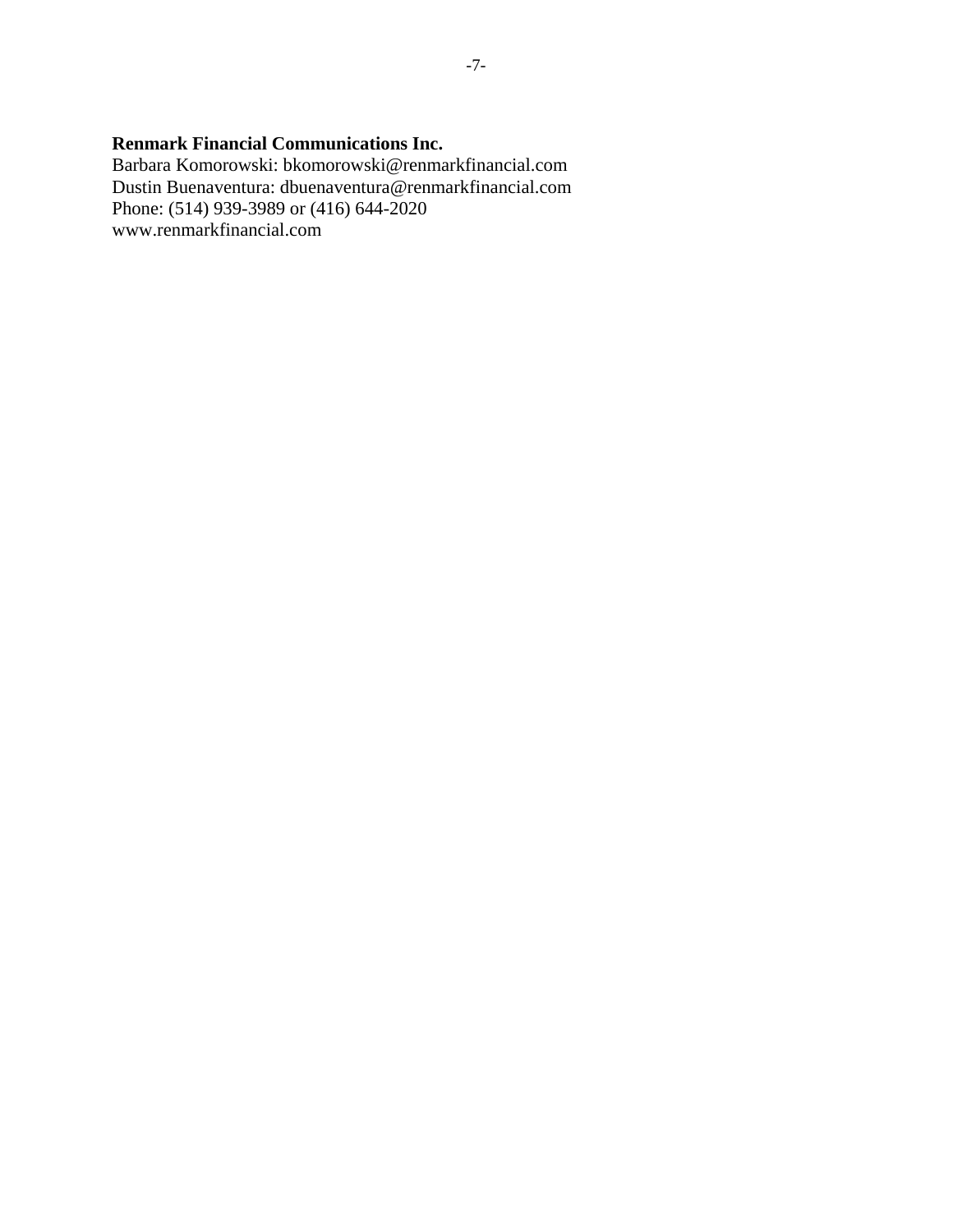**Renmark Financial Communications Inc.**
Barbara Komorowski: bkomorowski@renmarkfinancial.com
Dustin Buenaventura: dbuenaventura@renmarkfinancial.com
Phone: (514) 939-3989 or (416) 644-2020
www.renmarkfinancial.com